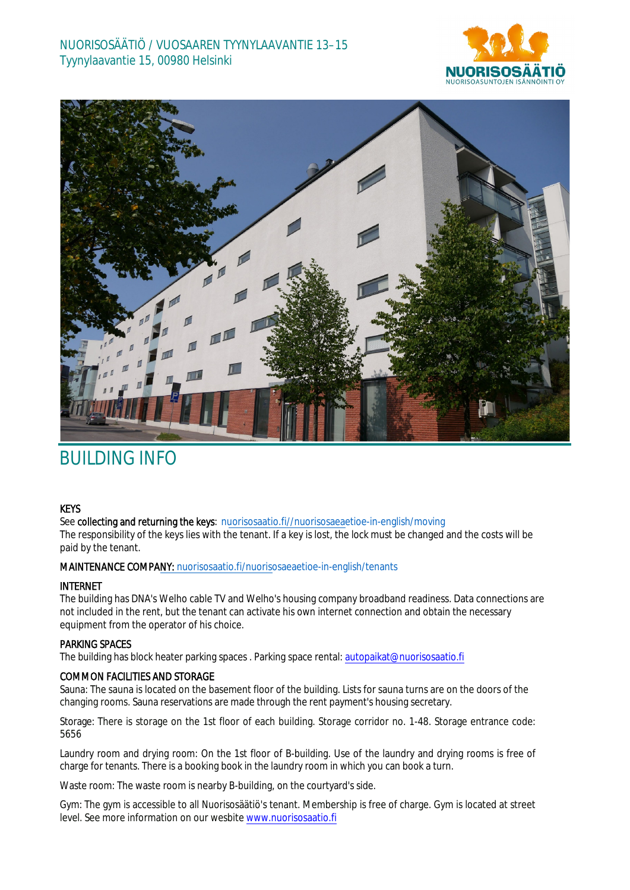NUORISOSÄÄTIÖ / VUOSAAREN TYYNYLAAVANTIE 13–15
Tyynylaavantie 15, 00980 Helsinki

# BUILDING INFO

**KEYS**
See **collecting and returning the keys**: nuorisosaatio.fi//nuorisosaeaetioe-in-english/moving
The responsibility of the keys lies with the tenant. If a key is lost, the lock must be changed and the costs will be paid by the tenant.

**MAINTENANCE COMPANY:** nuorisosaatio.fi/nuorisosaeaetioe-in-english/tenants

**INTERNET**
The building has DNA's Welho cable TV and Welho's housing company broadband readiness. Data connections are not included in the rent, but the tenant can activate his own internet connection and obtain the necessary equipment from the operator of his choice.

**PARKING SPACES**
The building has block heater parking spaces . Parking space rental: autopaikat@nuorisosaatio.fi

**COMMON FACILITIES AND STORAGE**
Sauna: The sauna is located on the basement floor of the building. Lists for sauna turns are on the doors of the changing rooms. Sauna reservations are made through the rent payment's housing secretary.

Storage: There is storage on the 1st floor of each building. Storage corridor no. 1-48. Storage entrance code: 5656

Laundry room and drying room: On the 1st floor of B-building. Use of the laundry and drying rooms is free of charge for tenants. There is a booking book in the laundry room in which you can book a turn.

Waste room: The waste room is nearby B-building, on the courtyard's side.

Gym: The gym is accessible to all Nuorisosäätiö's tenant. Membership is free of charge. Gym is located at street level. See more information on our wesbite www.nuorisosaatio.fi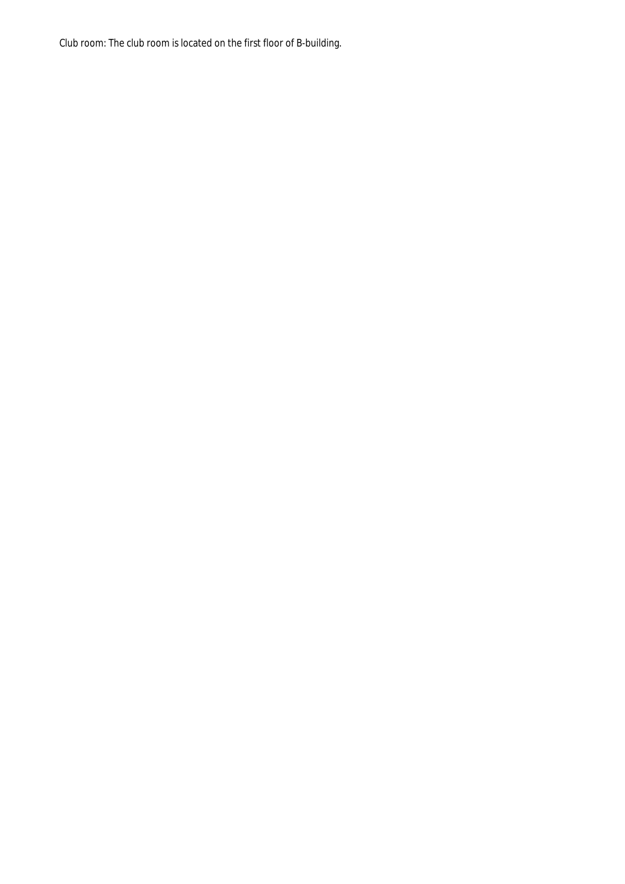Club room: The club room is located on the first floor of B-building.